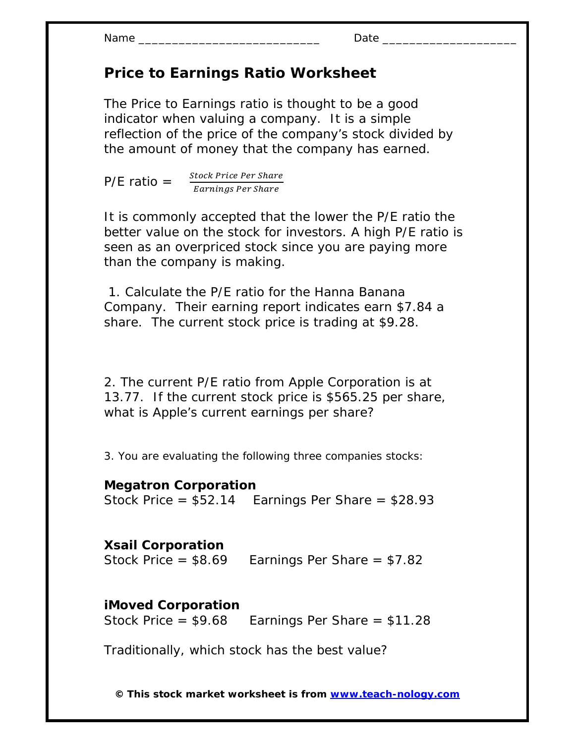Name ____________________________ Date ____________________

# Price to Earnings Ratio Worksheet

The Price to Earnings ratio is thought to be a good indicator when valuing a company. It is a simple reflection of the price of the company's stock divided by the amount of money that the company has earned.

$$\text{P/E ratio} = \frac{\text{Stock Price Per Share}}{\text{Earnings Per Share}}$$

It is commonly accepted that the lower the P/E ratio the better value on the stock for investors. A high P/E ratio is seen as an overpriced stock since you are paying more than the company is making.

1. Calculate the P/E ratio for the Hanna Banana Company. Their earning report indicates earn $7.84 a share. The current stock price is trading at $9.28.

2. The current P/E ratio from Apple Corporation is at 13.77. If the current stock price is $565.25 per share, what is Apple's current earnings per share?

3. You are evaluating the following three companies stocks:

**Megatron Corporation**
Stock Price = $52.14 Earnings Per Share = $28.93

**Xsail Corporation**
Stock Price = $8.69 Earnings Per Share = $7.82

**iMoved Corporation**
Stock Price = $9.68 Earnings Per Share = $11.28

Traditionally, which stock has the best value?

**© This stock market worksheet is from www.teach-nology.com**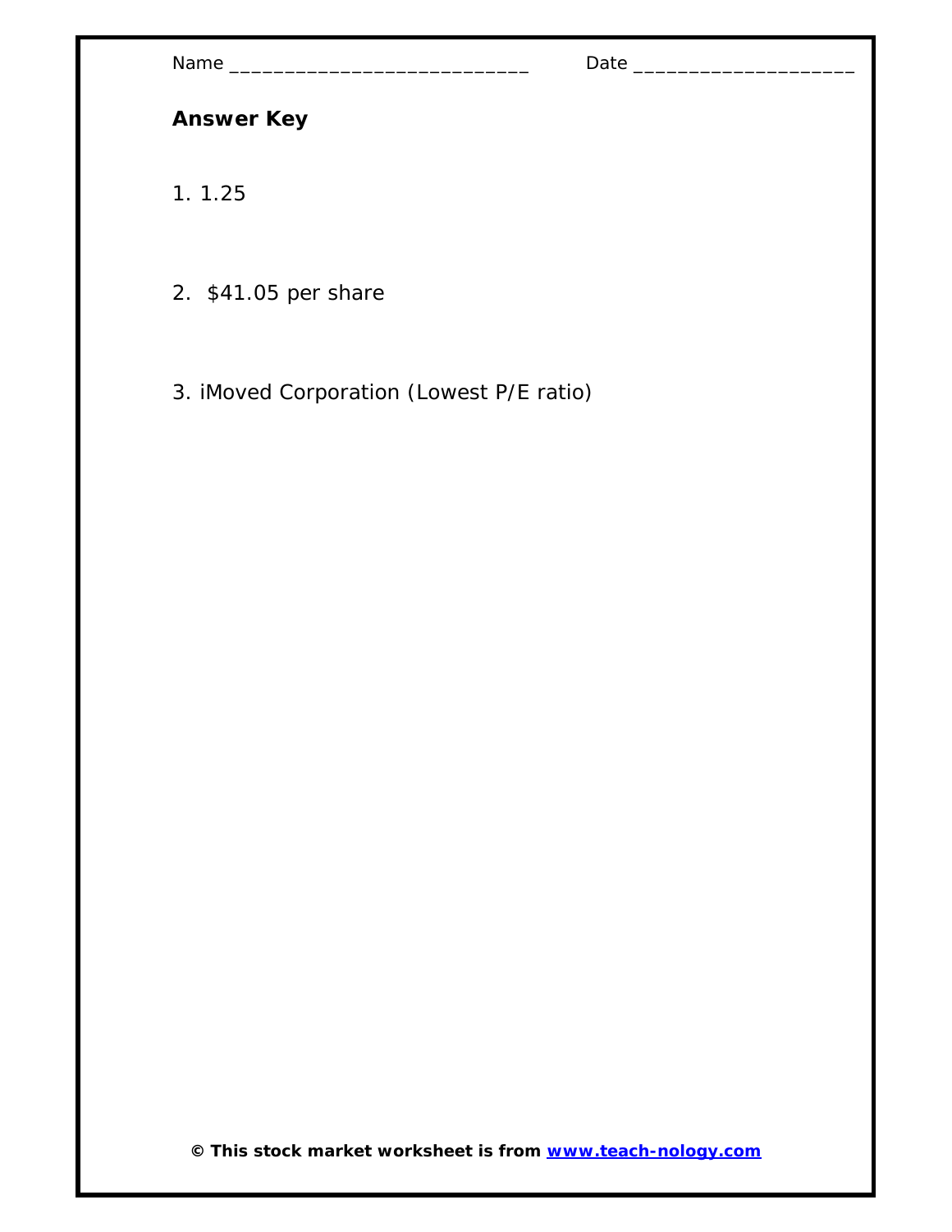Name ___________________________ Date ____________________

**Answer Key**

1. 1.25

2. $41.05 per share

3. iMoved Corporation (Lowest P/E ratio)

**© This stock market worksheet is from [www.teach-nology.com](http://www.teach-nology.com)**